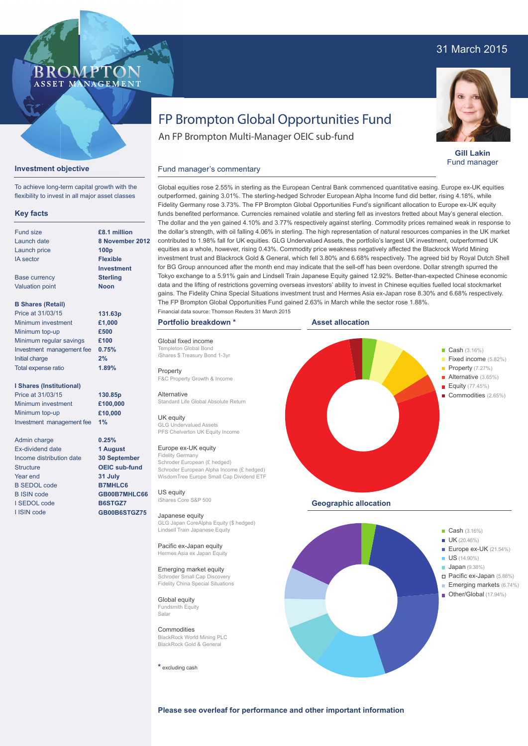31 March 2015

# FP Brompton Global Opportunities Fund

An FP Brompton Multi-Manager OEIC sub-fund

**Gill Lakin**
Fund manager

## Investment objective

To achieve long-term capital growth with the flexibility to invest in all major asset classes

## Key facts

| | |
|---|---|
| Fund size | **£8.1 million** |
| Launch date | **8 November 2012** |
| Launch price | **100p** |
| IA sector | **Flexible Investment** |
| Base currency | **Sterling** |
| Valuation point | **Noon** |

**B Shares (Retail)**

| | |
|---|---|
| Price at 31/03/15 | **131.63p** |
| Minimum investment | **£1,000** |
| Minimum top-up | **£500** |
| Minimum regular savings | **£100** |
| Investment management fee | **0.75%** |
| Initial charge | **2%** |
| Total expense ratio | **1.89%** |

**I Shares (Institutional)**

| | |
|---|---|
| Price at 31/03/15 | **130.85p** |
| Minimum investment | **£100,000** |
| Minimum top-up | **£10,000** |
| Investment management fee | **1%** |

| | |
|---|---|
| Admin charge | **0.25%** |
| Ex-dividend date | **1 August** |
| Income distribution date | **30 September** |
| Structure | **OEIC sub-fund** |
| Year end | **31 July** |
| B SEDOL code | **B7MHLC6** |
| B ISIN code | **GB00B7MHLC66** |
| I SEDOL code | **B6STGZ7** |
| I ISIN code | **GB00B6STGZ75** |

## Fund manager's commentary

Global equities rose 2.55% in sterling as the European Central Bank commenced quantitative easing. Europe ex-UK equities outperformed, gaining 3.01%. The sterling-hedged Schroder European Alpha Income fund did better, rising 4.18%, while Fidelity Germany rose 3.73%. The FP Brompton Global Opportunities Fund's significant allocation to Europe ex-UK equity funds benefited performance. Currencies remained volatile and sterling fell as investors fretted about May's general election. The dollar and the yen gained 4.10% and 3.77% respectively against sterling. Commodity prices remained weak in response to the dollar's strength, with oil falling 4.06% in sterling. The high representation of natural resources companies in the UK market contributed to 1.98% fall for UK equities. GLG Undervalued Assets, the portfolio's largest UK investment, outperformed UK equities as a whole, however, rising 0.43%. Commodity price weakness negatively affected the Blackrock World Mining investment trust and Blackrock Gold & General, which fell 3.80% and 6.68% respectively. The agreed bid by Royal Dutch Shell for BG Group announced after the month end may indicate that the sell-off has been overdone. Dollar strength spurred the Tokyo exchange to a 5.91% gain and Lindsell Train Japanese Equity gained 12.92%. Better-than-expected Chinese economic data and the lifting of restrictions governing overseas investors' ability to invest in Chinese equities fuelled local stockmarket gains. The Fidelity China Special Situations investment trust and Hermes Asia ex-Japan rose 8.30% and 6.68% respectively. The FP Brompton Global Opportunities Fund gained 2.63% in March while the sector rose 1.88%.

Financial data source: Thomson Reuters 31 March 2015

## Portfolio breakdown *

**Global fixed income**
Templeton Global Bond
iShares $ Treasury Bond 1-3yr

**Property**
F&C Property Growth & Income

**Alternative**
Standard Life Global Absolute Return

**UK equity**
GLG Undervalued Assets
PFS Chelverton UK Equity Income

**Europe ex-UK equity**
Fidelity Germany
Schroder European (£ hedged)
Schroder European Alpha Income (£ hedged)
WisdomTree Europe Small Cap Dividend ETF

**US equity**
iShares Core S&P 500

**Japanese equity**
GLG Japan CoreAlpha Equity ($ hedged)
Lindsell Train Japanese Equity

**Pacific ex-Japan equity**
Hermes Asia ex Japan Equity

**Emerging market equity**
Schroder Small Cap Discovery
Fidelity China Special Situations

**Global equity**
Fundsmith Equity
Salar

**Commodities**
BlackRock World Mining PLC
BlackRock Gold & General

* excluding cash

## Asset allocation

- Cash (3.16%)
- Fixed income (5.82%)
- Property (7.27%)
- Alternative (3.65%)
- Equity (77.45%)
- Commodities (2.65%)

## Geographic allocation

- Cash (3.16%)
- UK (20.46%)
- Europe ex-UK (21.54%)
- US (14.90%)
- Japan (9.38%)
- Pacific ex-Japan (5.88%)
- Emerging markets (6.74%)
- Other/Global (17.94%)

**Please see overleaf for performance and other important information**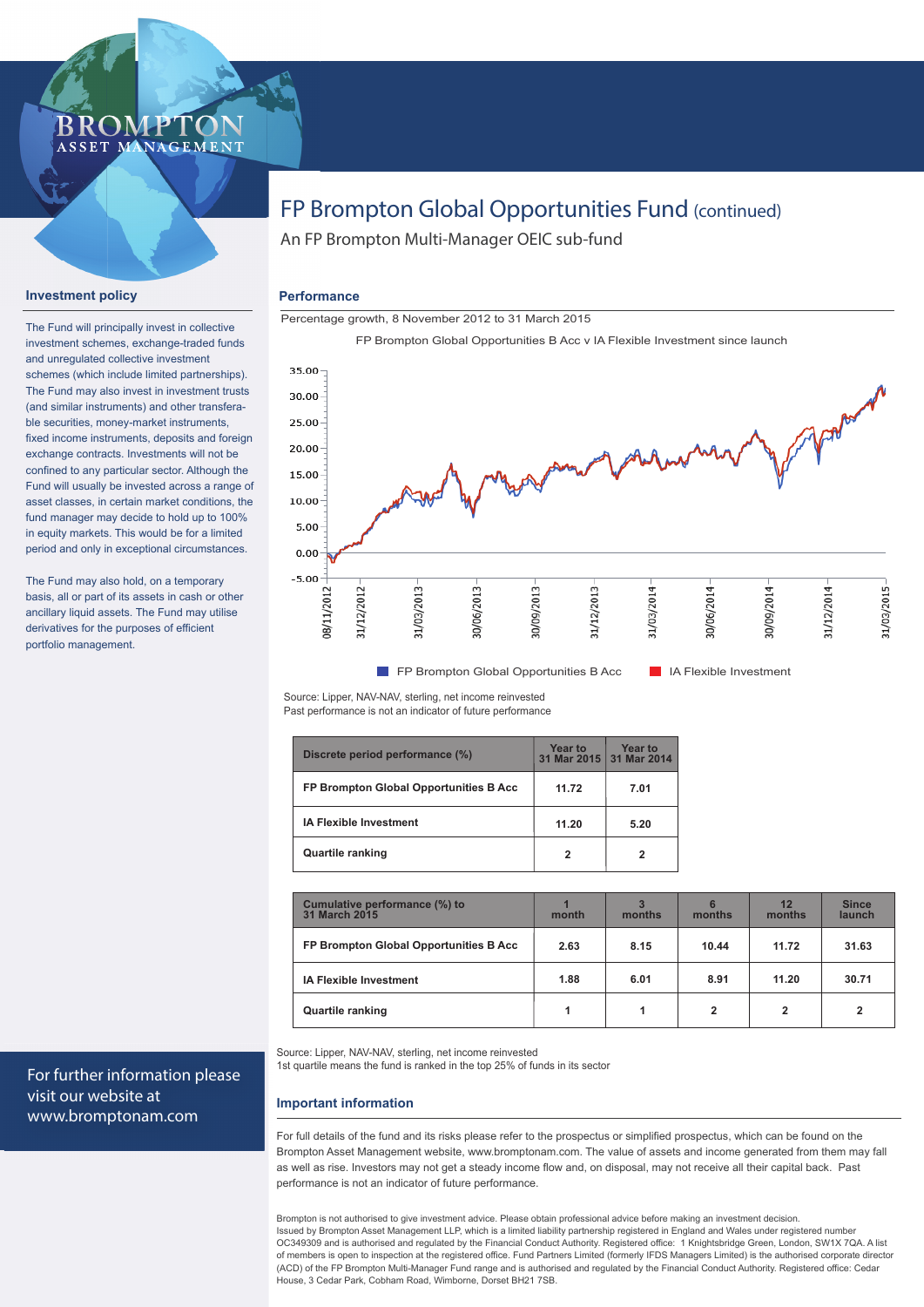# FP Brompton Global Opportunities Fund (continued)

An FP Brompton Multi-Manager OEIC sub-fund

## Investment policy

The Fund will principally invest in collective investment schemes, exchange-traded funds and unregulated collective investment schemes (which include limited partnerships). The Fund may also invest in investment trusts (and similar instruments) and other transferable securities, money-market instruments, fixed income instruments, deposits and foreign exchange contracts. Investments will not be confined to any particular sector. Although the Fund will usually be invested across a range of asset classes, in certain market conditions, the fund manager may decide to hold up to 100% in equity markets. This would be for a limited period and only in exceptional circumstances.

The Fund may also hold, on a temporary basis, all or part of its assets in cash or other ancillary liquid assets. The Fund may utilise derivatives for the purposes of efficient portfolio management.

For further information please visit our website at www.bromptonam.com

## Performance

Percentage growth, 8 November 2012 to 31 March 2015

FP Brompton Global Opportunities B Acc v IA Flexible Investment since launch

35.00
30.00
25.00
20.00
15.00
10.00
5.00
0.00
-5.00

08/11/2012
31/12/2012
31/03/2013
30/06/2013
30/09/2013
31/12/2013
31/03/2014
30/06/2014
30/09/2014
31/12/2014
31/03/2015

FP Brompton Global Opportunities B Acc
IA Flexible Investment

Source: Lipper, NAV-NAV, sterling, net income reinvested
Past performance is not an indicator of future performance

| Discrete period performance (%) | Year to 31 Mar 2015 | Year to 31 Mar 2014 |
|---|---|---|
| FP Brompton Global Opportunities B Acc | 11.72 | 7.01 |
| IA Flexible Investment | 11.20 | 5.20 |
| Quartile ranking | 2 | 2 |

| Cumulative performance (%) to 31 March 2015 | 1 month | 3 months | 6 months | 12 months | Since launch |
|---|---|---|---|---|---|
| FP Brompton Global Opportunities B Acc | 2.63 | 8.15 | 10.44 | 11.72 | 31.63 |
| IA Flexible Investment | 1.88 | 6.01 | 8.91 | 11.20 | 30.71 |
| Quartile ranking | 1 | 1 | 2 | 2 | 2 |

Source: Lipper, NAV-NAV, sterling, net income reinvested
1st quartile means the fund is ranked in the top 25% of funds in its sector

## Important information

For full details of the fund and its risks please refer to the prospectus or simplified prospectus, which can be found on the Brompton Asset Management website, www.bromptonam.com. The value of assets and income generated from them may fall as well as rise. Investors may not get a steady income flow and, on disposal, may not receive all their capital back. Past performance is not an indicator of future performance.

Brompton is not authorised to give investment advice. Please obtain professional advice before making an investment decision. Issued by Brompton Asset Management LLP, which is a limited liability partnership registered in England and Wales under registered number OC349309 and is authorised and regulated by the Financial Conduct Authority. Registered office: 1 Knightsbridge Green, London, SW1X 7QA. A list of members is open to inspection at the registered office. Fund Partners Limited (formerly IFDS Managers Limited) is the authorised corporate director (ACD) of the FP Brompton Multi-Manager Fund range and is authorised and regulated by the Financial Conduct Authority. Registered office: Cedar House, 3 Cedar Park, Cobham Road, Wimborne, Dorset BH21 7SB.